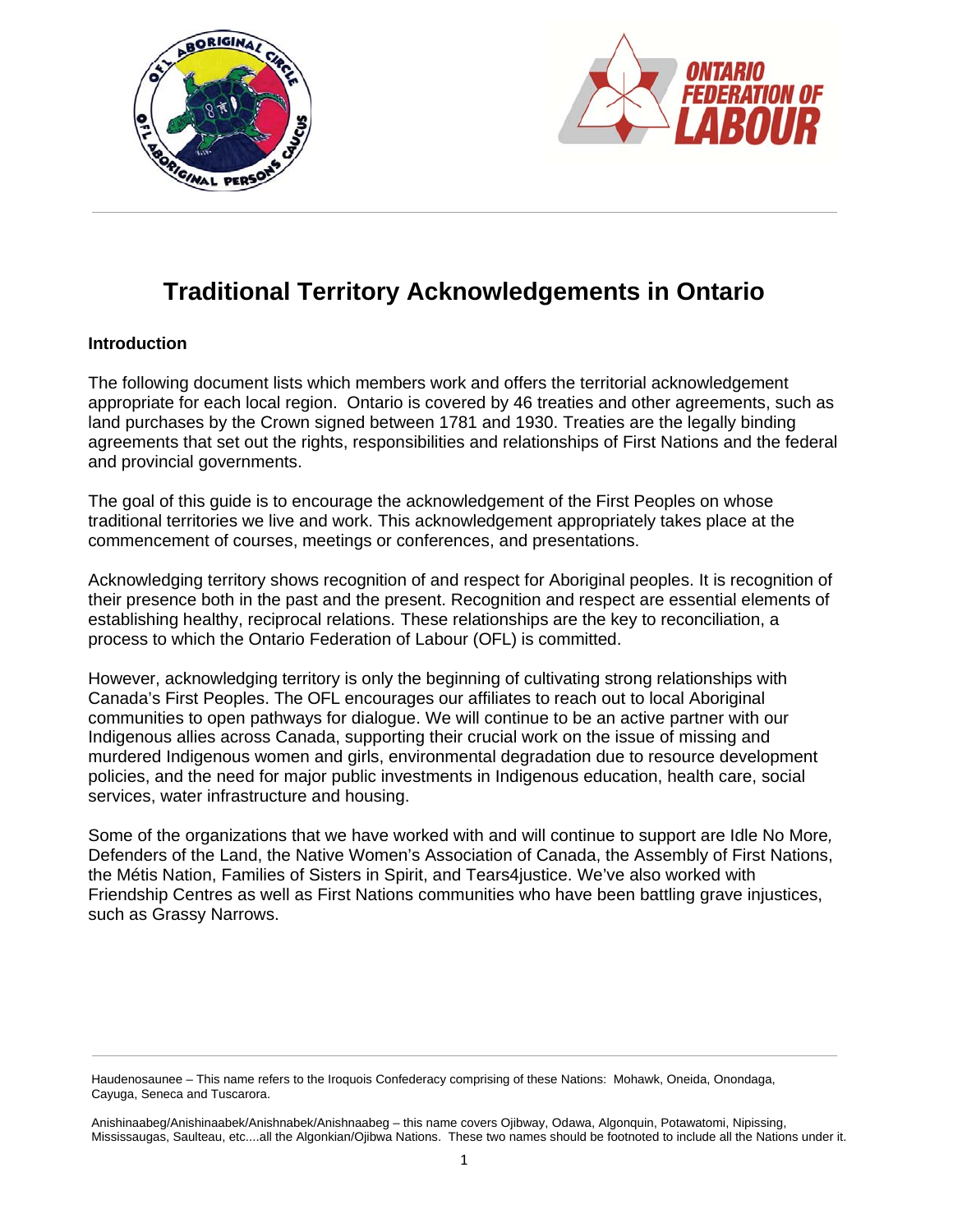# Traditional Territory Acknowledgements in Ontario

## Introduction

The following document lists which members work and offers the territorial acknowledgement appropriate for each local region. Ontario is covered by 46 treaties and other agreements, such as land purchases by the Crown signed between 1781 and 1930. Treaties are the legally binding agreements that set out the rights, responsibilities and relationships of First Nations and the federal and provincial governments.

The goal of this guide is to encourage the acknowledgement of the First Peoples on whose traditional territories we live and work. This acknowledgement appropriately takes place at the commencement of courses, meetings or conferences, and presentations.

Acknowledging territory shows recognition of and respect for Aboriginal peoples. It is recognition of their presence both in the past and the present. Recognition and respect are essential elements of establishing healthy, reciprocal relations. These relationships are the key to reconciliation, a process to which the Ontario Federation of Labour (OFL) is committed.

However, acknowledging territory is only the beginning of cultivating strong relationships with Canada's First Peoples. The OFL encourages our affiliates to reach out to local Aboriginal communities to open pathways for dialogue. We will continue to be an active partner with our Indigenous allies across Canada, supporting their crucial work on the issue of missing and murdered Indigenous women and girls, environmental degradation due to resource development policies, and the need for major public investments in Indigenous education, health care, social services, water infrastructure and housing.

Some of the organizations that we have worked with and will continue to support are Idle No More, Defenders of the Land, the Native Women's Association of Canada, the Assembly of First Nations, the Métis Nation, Families of Sisters in Spirit, and Tears4justice. We've also worked with Friendship Centres as well as First Nations communities who have been battling grave injustices, such as Grassy Narrows.

---

Haudenosaunee – This name refers to the Iroquois Confederacy comprising of these Nations: Mohawk, Oneida, Onondaga, Cayuga, Seneca and Tuscarora.

Anishinaabeg/Anishinaabek/Anishnabek/Anishnaabeg – this name covers Ojibway, Odawa, Algonquin, Potawatomi, Nipissing, Mississaugas, Saulteau, etc....all the Algonkian/Ojibwa Nations. These two names should be footnoted to include all the Nations under it.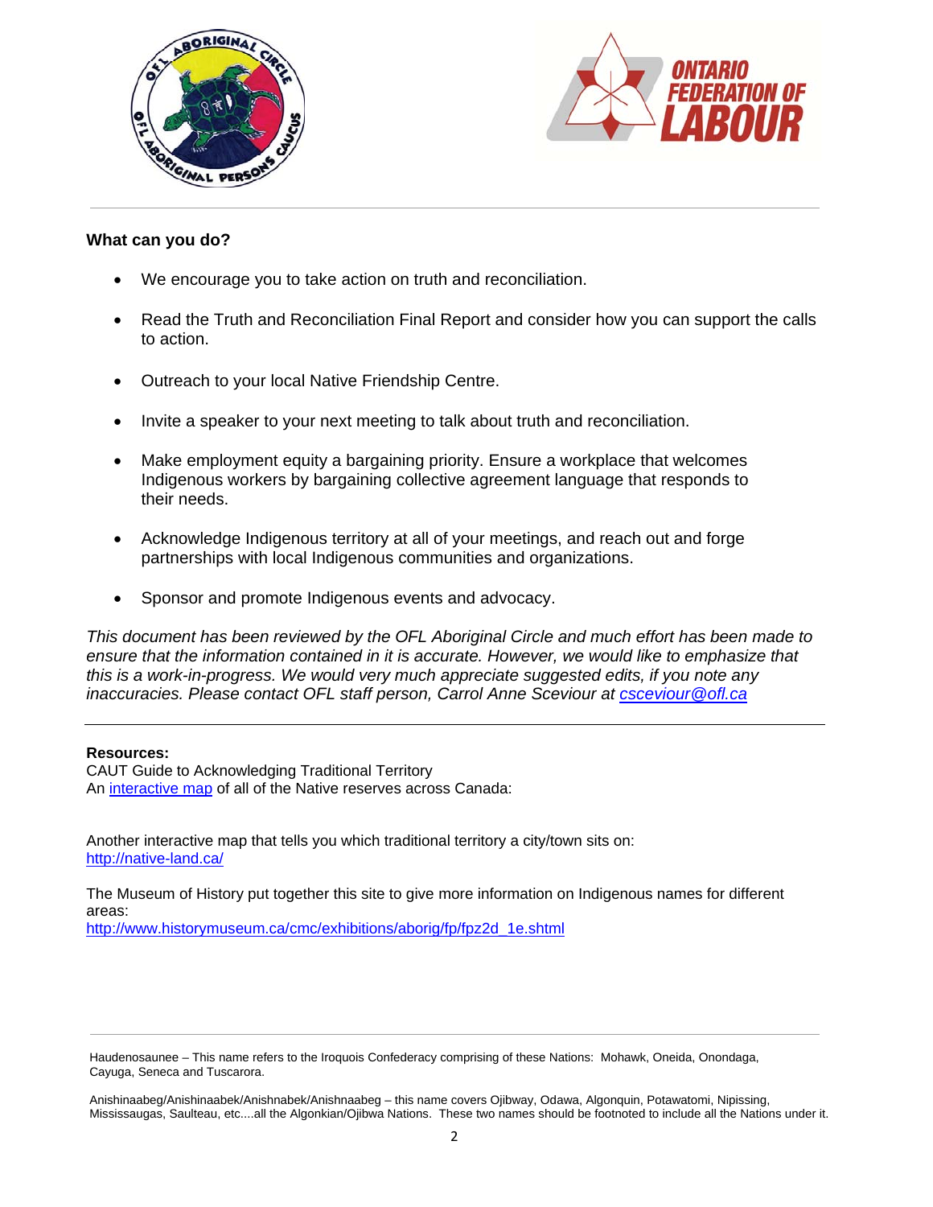**What can you do?**

- We encourage you to take action on truth and reconciliation.
- Read the Truth and Reconciliation Final Report and consider how you can support the calls to action.
- Outreach to your local Native Friendship Centre.
- Invite a speaker to your next meeting to talk about truth and reconciliation.
- Make employment equity a bargaining priority. Ensure a workplace that welcomes Indigenous workers by bargaining collective agreement language that responds to their needs.
- Acknowledge Indigenous territory at all of your meetings, and reach out and forge partnerships with local Indigenous communities and organizations.
- Sponsor and promote Indigenous events and advocacy.

*This document has been reviewed by the OFL Aboriginal Circle and much effort has been made to ensure that the information contained in it is accurate. However, we would like to emphasize that this is a work-in-progress. We would very much appreciate suggested edits, if you note any inaccuracies. Please contact OFL staff person, Carrol Anne Sceviour at csceviour@ofl.ca*

---

**Resources:**
CAUT Guide to Acknowledging Traditional Territory
An interactive map of all of the Native reserves across Canada:

Another interactive map that tells you which traditional territory a city/town sits on:
http://native-land.ca/

The Museum of History put together this site to give more information on Indigenous names for different areas:
http://www.historymuseum.ca/cmc/exhibitions/aborig/fp/fpz2d_1e.shtml

---

Haudenosaunee – This name refers to the Iroquois Confederacy comprising of these Nations: Mohawk, Oneida, Onondaga, Cayuga, Seneca and Tuscarora.

Anishinaabeg/Anishinaabek/Anishnabek/Anishnaabeg – this name covers Ojibway, Odawa, Algonquin, Potawatomi, Nipissing, Mississaugas, Saulteau, etc....all the Algonkian/Ojibwa Nations. These two names should be footnoted to include all the Nations under it.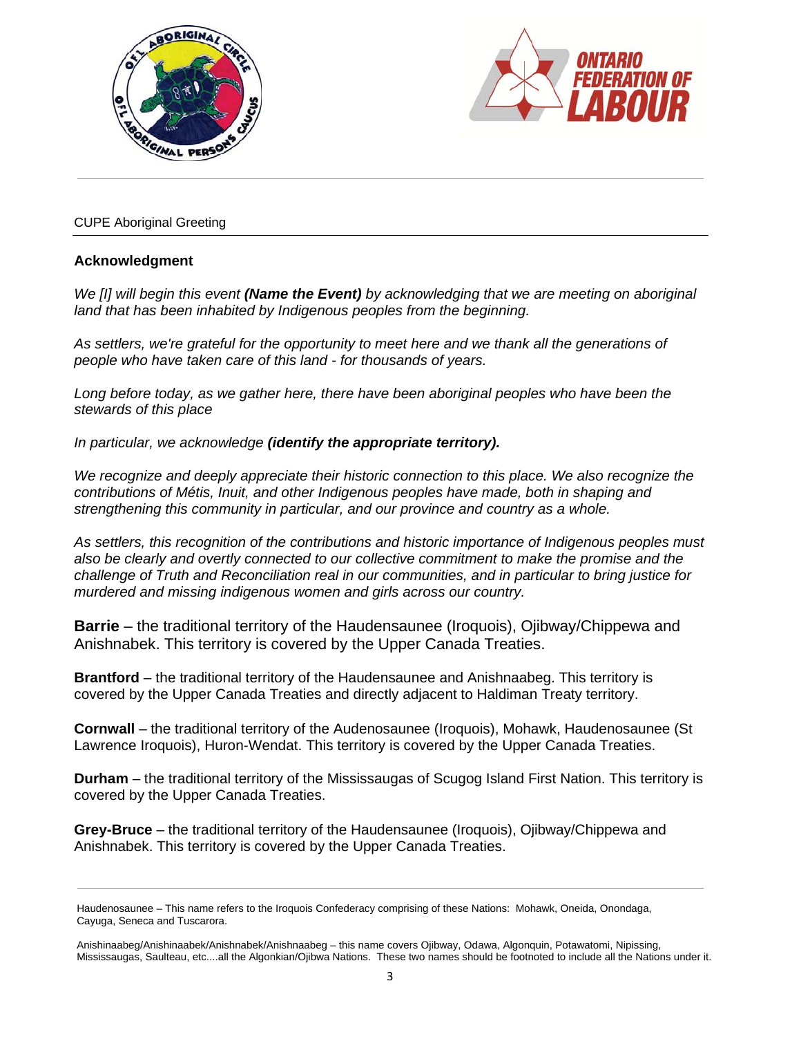CUPE Aboriginal Greeting

## Acknowledgment

*We [I] will begin this event* ***(Name the Event)*** *by acknowledging that we are meeting on aboriginal land that has been inhabited by Indigenous peoples from the beginning.*

*As settlers, we're grateful for the opportunity to meet here and we thank all the generations of people who have taken care of this land - for thousands of years.*

*Long before today, as we gather here, there have been aboriginal peoples who have been the stewards of this place*

*In particular, we acknowledge* ***(identify the appropriate territory).***

*We recognize and deeply appreciate their historic connection to this place. We also recognize the contributions of Métis, Inuit, and other Indigenous peoples have made, both in shaping and strengthening this community in particular, and our province and country as a whole.*

*As settlers, this recognition of the contributions and historic importance of Indigenous peoples must also be clearly and overtly connected to our collective commitment to make the promise and the challenge of Truth and Reconciliation real in our communities, and in particular to bring justice for murdered and missing indigenous women and girls across our country.*

**Barrie** – the traditional territory of the Haudensaunee (Iroquois), Ojibway/Chippewa and Anishnabek. This territory is covered by the Upper Canada Treaties.

**Brantford** – the traditional territory of the Haudensaunee and Anishnaabeg. This territory is covered by the Upper Canada Treaties and directly adjacent to Haldiman Treaty territory.

**Cornwall** – the traditional territory of the Audenosaunee (Iroquois), Mohawk, Haudenosaunee (St Lawrence Iroquois), Huron-Wendat. This territory is covered by the Upper Canada Treaties.

**Durham** – the traditional territory of the Mississaugas of Scugog Island First Nation. This territory is covered by the Upper Canada Treaties.

**Grey-Bruce** – the traditional territory of the Haudensaunee (Iroquois), Ojibway/Chippewa and Anishnabek. This territory is covered by the Upper Canada Treaties.

---

Haudenosaunee – This name refers to the Iroquois Confederacy comprising of these Nations: Mohawk, Oneida, Onondaga, Cayuga, Seneca and Tuscarora.

Anishinaabeg/Anishinaabek/Anishnabek/Anishnaabeg – this name covers Ojibway, Odawa, Algonquin, Potawatomi, Nipissing, Mississaugas, Saulteau, etc....all the Algonkian/Ojibwa Nations. These two names should be footnoted to include all the Nations under it.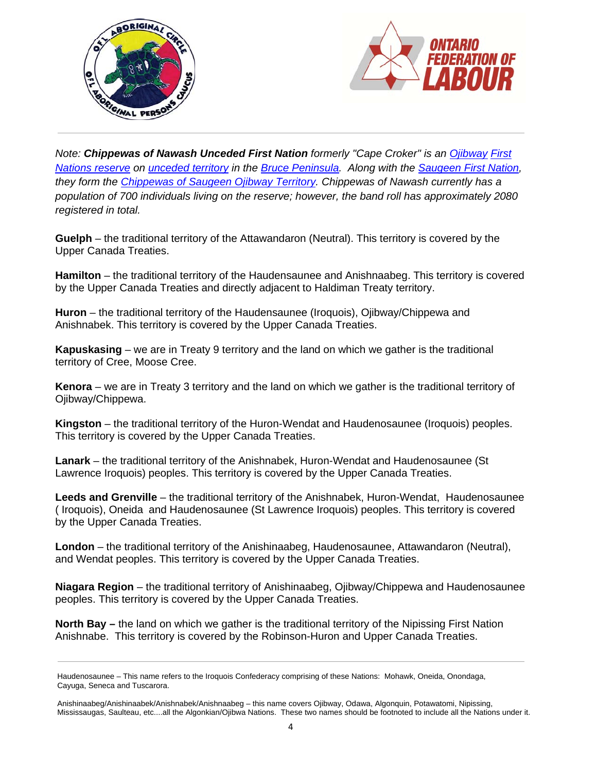*Note:* ***Chippewas of Nawash Unceded First Nation*** *formerly "Cape Croker" is an Ojibway First Nations reserve on unceded territory in the Bruce Peninsula. Along with the Saugeen First Nation, they form the Chippewas of Saugeen Ojibway Territory. Chippewas of Nawash currently has a population of 700 individuals living on the reserve; however, the band roll has approximately 2080 registered in total.*

**Guelph** – the traditional territory of the Attawandaron (Neutral). This territory is covered by the Upper Canada Treaties.

**Hamilton** – the traditional territory of the Haudensaunee and Anishnaabeg. This territory is covered by the Upper Canada Treaties and directly adjacent to Haldiman Treaty territory.

**Huron** – the traditional territory of the Haudensaunee (Iroquois), Ojibway/Chippewa and Anishnabek. This territory is covered by the Upper Canada Treaties.

**Kapuskasing** – we are in Treaty 9 territory and the land on which we gather is the traditional territory of Cree, Moose Cree.

**Kenora** – we are in Treaty 3 territory and the land on which we gather is the traditional territory of Ojibway/Chippewa.

**Kingston** – the traditional territory of the Huron-Wendat and Haudenosaunee (Iroquois) peoples. This territory is covered by the Upper Canada Treaties.

**Lanark** – the traditional territory of the Anishnabek, Huron-Wendat and Haudenosaunee (St Lawrence Iroquois) peoples. This territory is covered by the Upper Canada Treaties.

**Leeds and Grenville** – the traditional territory of the Anishnabek, Huron-Wendat, Haudenosaunee ( Iroquois), Oneida and Haudenosaunee (St Lawrence Iroquois) peoples. This territory is covered by the Upper Canada Treaties.

**London** – the traditional territory of the Anishinaabeg, Haudenosaunee, Attawandaron (Neutral), and Wendat peoples. This territory is covered by the Upper Canada Treaties.

**Niagara Region** – the traditional territory of Anishinaabeg, Ojibway/Chippewa and Haudenosaunee peoples. This territory is covered by the Upper Canada Treaties.

**North Bay –** the land on which we gather is the traditional territory of the Nipissing First Nation Anishnabe. This territory is covered by the Robinson-Huron and Upper Canada Treaties.

---

Haudenosaunee – This name refers to the Iroquois Confederacy comprising of these Nations: Mohawk, Oneida, Onondaga, Cayuga, Seneca and Tuscarora.

Anishinaabeg/Anishinaabek/Anishnabek/Anishnaabeg – this name covers Ojibway, Odawa, Algonquin, Potawatomi, Nipissing, Mississaugas, Saulteau, etc....all the Algonkian/Ojibwa Nations. These two names should be footnoted to include all the Nations under it.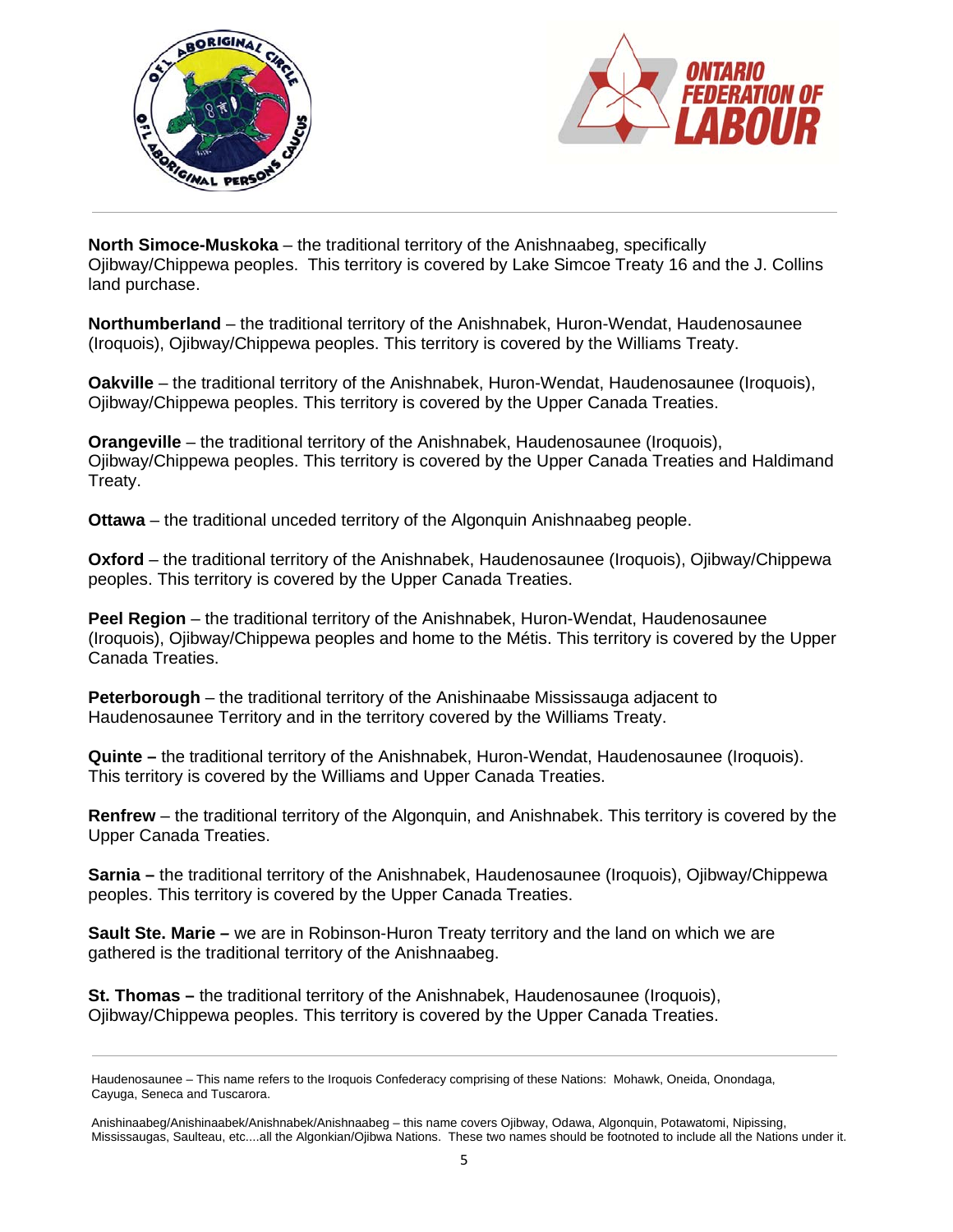**North Simcoe-Muskoka** – the traditional territory of the Anishnaabeg, specifically Ojibway/Chippewa peoples. This territory is covered by Lake Simcoe Treaty 16 and the J. Collins land purchase.

**Northumberland** – the traditional territory of the Anishnabek, Huron-Wendat, Haudenosaunee (Iroquois), Ojibway/Chippewa peoples. This territory is covered by the Williams Treaty.

**Oakville** – the traditional territory of the Anishnabek, Huron-Wendat, Haudenosaunee (Iroquois), Ojibway/Chippewa peoples. This territory is covered by the Upper Canada Treaties.

**Orangeville** – the traditional territory of the Anishnabek, Haudenosaunee (Iroquois), Ojibway/Chippewa peoples. This territory is covered by the Upper Canada Treaties and Haldimand Treaty.

**Ottawa** – the traditional unceded territory of the Algonquin Anishnaabeg people.

**Oxford** – the traditional territory of the Anishnabek, Haudenosaunee (Iroquois), Ojibway/Chippewa peoples. This territory is covered by the Upper Canada Treaties.

**Peel Region** – the traditional territory of the Anishnabek, Huron-Wendat, Haudenosaunee (Iroquois), Ojibway/Chippewa peoples and home to the Métis. This territory is covered by the Upper Canada Treaties.

**Peterborough** – the traditional territory of the Anishinaabe Mississauga adjacent to Haudenosaunee Territory and in the territory covered by the Williams Treaty.

**Quinte –** the traditional territory of the Anishnabek, Huron-Wendat, Haudenosaunee (Iroquois). This territory is covered by the Williams and Upper Canada Treaties.

**Renfrew** – the traditional territory of the Algonquin, and Anishnabek. This territory is covered by the Upper Canada Treaties.

**Sarnia –** the traditional territory of the Anishnabek, Haudenosaunee (Iroquois), Ojibway/Chippewa peoples. This territory is covered by the Upper Canada Treaties.

**Sault Ste. Marie –** we are in Robinson-Huron Treaty territory and the land on which we are gathered is the traditional territory of the Anishnaabeg.

**St. Thomas –** the traditional territory of the Anishnabek, Haudenosaunee (Iroquois), Ojibway/Chippewa peoples. This territory is covered by the Upper Canada Treaties.

---

Haudenosaunee – This name refers to the Iroquois Confederacy comprising of these Nations: Mohawk, Oneida, Onondaga, Cayuga, Seneca and Tuscarora.

Anishinaabeg/Anishinaabek/Anishnabek/Anishnaabeg – this name covers Ojibway, Odawa, Algonquin, Potawatomi, Nipissing, Mississaugas, Saulteau, etc....all the Algonkian/Ojibwa Nations. These two names should be footnoted to include all the Nations under it.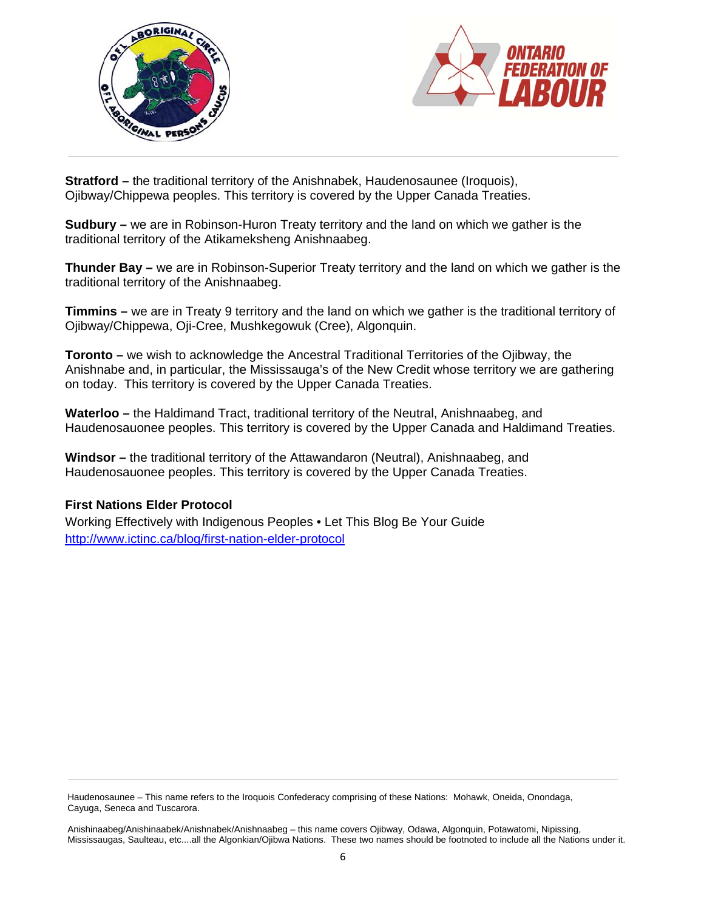**Stratford –** the traditional territory of the Anishnabek, Haudenosaunee (Iroquois), Ojibway/Chippewa peoples. This territory is covered by the Upper Canada Treaties.

**Sudbury –** we are in Robinson-Huron Treaty territory and the land on which we gather is the traditional territory of the Atikameksheng Anishnaabeg.

**Thunder Bay –** we are in Robinson-Superior Treaty territory and the land on which we gather is the traditional territory of the Anishnaabeg.

**Timmins –** we are in Treaty 9 territory and the land on which we gather is the traditional territory of Ojibway/Chippewa, Oji-Cree, Mushkegowuk (Cree), Algonquin.

**Toronto –** we wish to acknowledge the Ancestral Traditional Territories of the Ojibway, the Anishnabe and, in particular, the Mississauga's of the New Credit whose territory we are gathering on today. This territory is covered by the Upper Canada Treaties.

**Waterloo –** the Haldimand Tract, traditional territory of the Neutral, Anishnaabeg, and Haudenosauonee peoples. This territory is covered by the Upper Canada and Haldimand Treaties.

**Windsor –** the traditional territory of the Attawandaron (Neutral), Anishnaabeg, and Haudenosauonee peoples. This territory is covered by the Upper Canada Treaties.

**First Nations Elder Protocol**

Working Effectively with Indigenous Peoples • Let This Blog Be Your Guide
http://www.ictinc.ca/blog/first-nation-elder-protocol

---

Haudenosaunee – This name refers to the Iroquois Confederacy comprising of these Nations: Mohawk, Oneida, Onondaga, Cayuga, Seneca and Tuscarora.

Anishinaabeg/Anishinaabek/Anishnabek/Anishnaabeg – this name covers Ojibway, Odawa, Algonquin, Potawatomi, Nipissing, Mississaugas, Saulteau, etc....all the Algonkian/Ojibwa Nations. These two names should be footnoted to include all the Nations under it.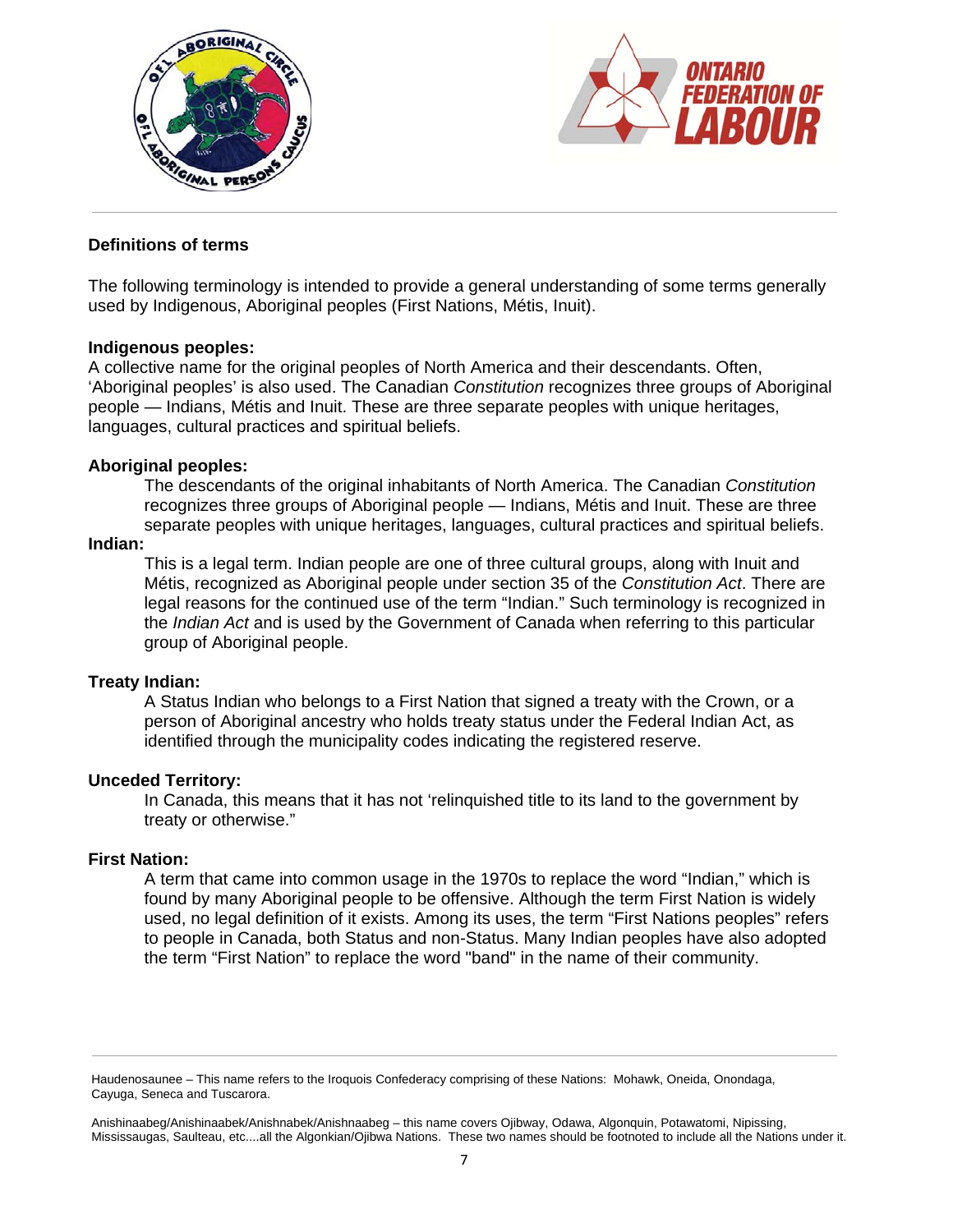## Definitions of terms

The following terminology is intended to provide a general understanding of some terms generally used by Indigenous, Aboriginal peoples (First Nations, Métis, Inuit).

**Indigenous peoples:**
A collective name for the original peoples of North America and their descendants. Often, 'Aboriginal peoples' is also used. The Canadian *Constitution* recognizes three groups of Aboriginal people — Indians, Métis and Inuit. These are three separate peoples with unique heritages, languages, cultural practices and spiritual beliefs.

**Aboriginal peoples:**
The descendants of the original inhabitants of North America. The Canadian *Constitution* recognizes three groups of Aboriginal people — Indians, Métis and Inuit. These are three separate peoples with unique heritages, languages, cultural practices and spiritual beliefs.

**Indian:**
This is a legal term. Indian people are one of three cultural groups, along with Inuit and Métis, recognized as Aboriginal people under section 35 of the *Constitution Act*. There are legal reasons for the continued use of the term "Indian." Such terminology is recognized in the *Indian Act* and is used by the Government of Canada when referring to this particular group of Aboriginal people.

**Treaty Indian:**
A Status Indian who belongs to a First Nation that signed a treaty with the Crown, or a person of Aboriginal ancestry who holds treaty status under the Federal Indian Act, as identified through the municipality codes indicating the registered reserve.

**Unceded Territory:**
In Canada, this means that it has not 'relinquished title to its land to the government by treaty or otherwise."

**First Nation:**
A term that came into common usage in the 1970s to replace the word "Indian," which is found by many Aboriginal people to be offensive. Although the term First Nation is widely used, no legal definition of it exists. Among its uses, the term "First Nations peoples" refers to people in Canada, both Status and non-Status. Many Indian peoples have also adopted the term "First Nation" to replace the word "band" in the name of their community.

---

Haudenosaunee – This name refers to the Iroquois Confederacy comprising of these Nations: Mohawk, Oneida, Onondaga, Cayuga, Seneca and Tuscarora.

Anishinaabeg/Anishinaabek/Anishnabek/Anishnaabeg – this name covers Ojibway, Odawa, Algonquin, Potawatomi, Nipissing, Mississaugas, Saulteau, etc....all the Algonkian/Ojibwa Nations. These two names should be footnoted to include all the Nations under it.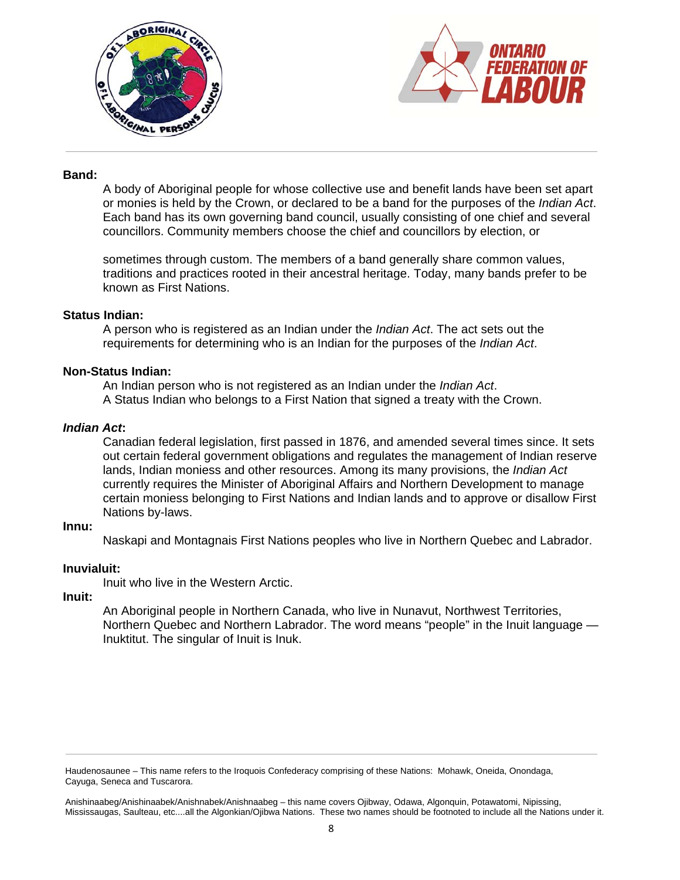**Band:**

A body of Aboriginal people for whose collective use and benefit lands have been set apart or monies is held by the Crown, or declared to be a band for the purposes of the *Indian Act*. Each band has its own governing band council, usually consisting of one chief and several councillors. Community members choose the chief and councillors by election, or

sometimes through custom. The members of a band generally share common values, traditions and practices rooted in their ancestral heritage. Today, many bands prefer to be known as First Nations.

**Status Indian:**

A person who is registered as an Indian under the *Indian Act*. The act sets out the requirements for determining who is an Indian for the purposes of the *Indian Act*.

**Non-Status Indian:**

An Indian person who is not registered as an Indian under the *Indian Act*.
A Status Indian who belongs to a First Nation that signed a treaty with the Crown.

***Indian Act*:**

Canadian federal legislation, first passed in 1876, and amended several times since. It sets out certain federal government obligations and regulates the management of Indian reserve lands, Indian moniess and other resources. Among its many provisions, the *Indian Act* currently requires the Minister of Aboriginal Affairs and Northern Development to manage certain moniess belonging to First Nations and Indian lands and to approve or disallow First Nations by-laws.

**Innu:**

Naskapi and Montagnais First Nations peoples who live in Northern Quebec and Labrador.

**Inuvialuit:**

Inuit who live in the Western Arctic.

**Inuit:**

An Aboriginal people in Northern Canada, who live in Nunavut, Northwest Territories, Northern Quebec and Northern Labrador. The word means “people” in the Inuit language — Inuktitut. The singular of Inuit is Inuk.

---

Haudenosaunee – This name refers to the Iroquois Confederacy comprising of these Nations: Mohawk, Oneida, Onondaga, Cayuga, Seneca and Tuscarora.

Anishinaabeg/Anishinaabek/Anishnabek/Anishnaabeg – this name covers Ojibway, Odawa, Algonquin, Potawatomi, Nipissing, Mississaugas, Saulteau, etc....all the Algonkian/Ojibwa Nations. These two names should be footnoted to include all the Nations under it.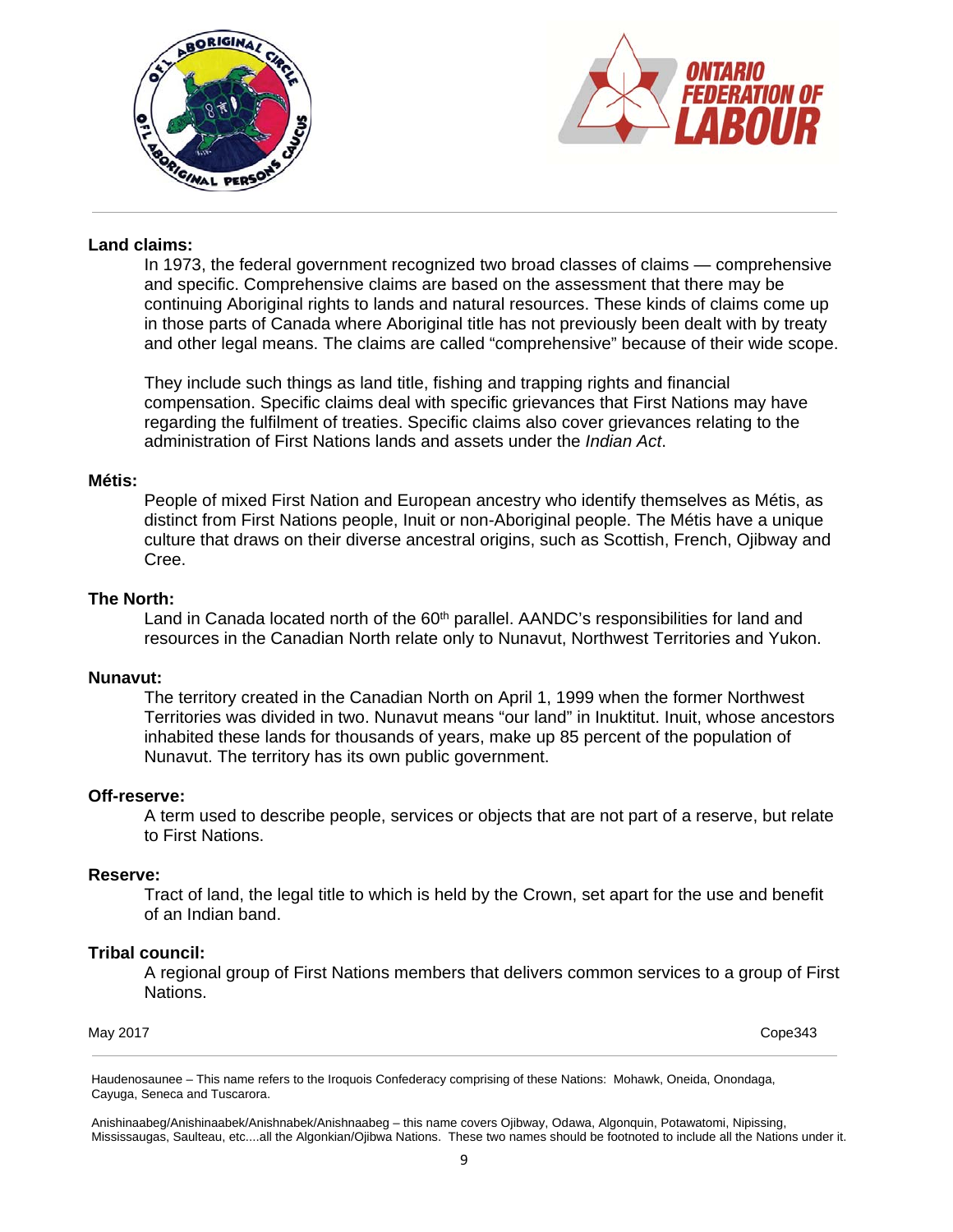**Land claims:**

In 1973, the federal government recognized two broad classes of claims — comprehensive and specific. Comprehensive claims are based on the assessment that there may be continuing Aboriginal rights to lands and natural resources. These kinds of claims come up in those parts of Canada where Aboriginal title has not previously been dealt with by treaty and other legal means. The claims are called "comprehensive" because of their wide scope.

They include such things as land title, fishing and trapping rights and financial compensation. Specific claims deal with specific grievances that First Nations may have regarding the fulfilment of treaties. Specific claims also cover grievances relating to the administration of First Nations lands and assets under the *Indian Act*.

**Métis:**

People of mixed First Nation and European ancestry who identify themselves as Métis, as distinct from First Nations people, Inuit or non-Aboriginal people. The Métis have a unique culture that draws on their diverse ancestral origins, such as Scottish, French, Ojibway and Cree.

**The North:**

Land in Canada located north of the 60th parallel. AANDC's responsibilities for land and resources in the Canadian North relate only to Nunavut, Northwest Territories and Yukon.

**Nunavut:**

The territory created in the Canadian North on April 1, 1999 when the former Northwest Territories was divided in two. Nunavut means "our land" in Inuktitut. Inuit, whose ancestors inhabited these lands for thousands of years, make up 85 percent of the population of Nunavut. The territory has its own public government.

**Off-reserve:**

A term used to describe people, services or objects that are not part of a reserve, but relate to First Nations.

**Reserve:**

Tract of land, the legal title to which is held by the Crown, set apart for the use and benefit of an Indian band.

**Tribal council:**

A regional group of First Nations members that delivers common services to a group of First Nations.

Haudenosaunee – This name refers to the Iroquois Confederacy comprising of these Nations: Mohawk, Oneida, Onondaga, Cayuga, Seneca and Tuscarora.

Anishinaabeg/Anishinaabek/Anishnabek/Anishnaabeg – this name covers Ojibway, Odawa, Algonquin, Potawatomi, Nipissing, Mississaugas, Saulteau, etc....all the Algonkian/Ojibwa Nations. These two names should be footnoted to include all the Nations under it.